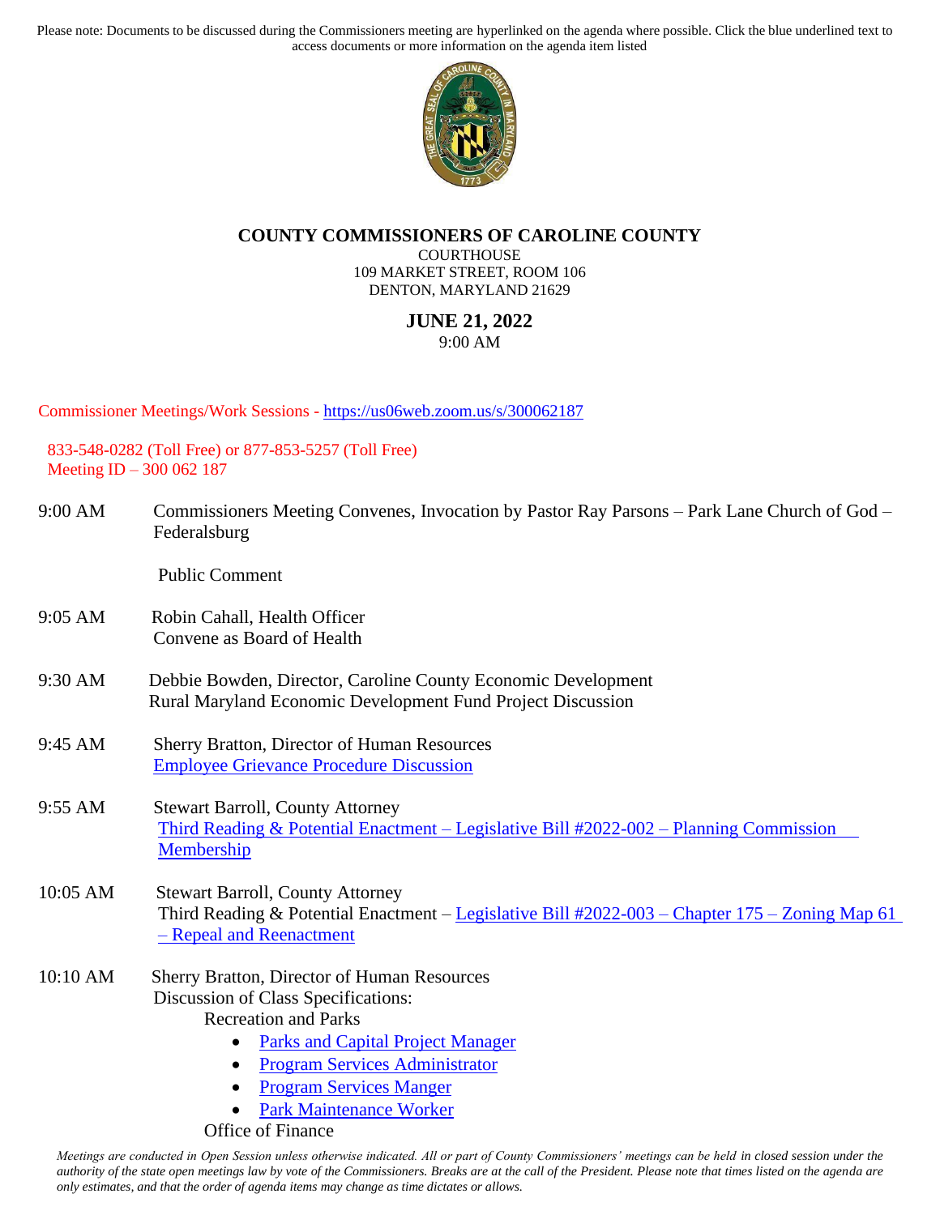Please note: Documents to be discussed during the Commissioners meeting are hyperlinked on the agenda where possible. Click the blue underlined text to access documents or more information on the agenda item listed

# COUNTY COMMISSIONERS OF CAROLINE COUNTY

COURTHOUSE
109 MARKET STREET, ROOM 106
DENTON, MARYLAND 21629

## JUNE 21, 2022

9:00 AM

Commissioner Meetings/Work Sessions - https://us06web.zoom.us/s/300062187

833-548-0282 (Toll Free) or 877-853-5257 (Toll Free)
Meeting ID – 300 062 187

**9:00 AM** Commissioners Meeting Convenes, Invocation by Pastor Ray Parsons – Park Lane Church of God – Federalsburg

Public Comment

**9:05 AM** Robin Cahall, Health Officer
Convene as Board of Health

**9:30 AM** Debbie Bowden, Director, Caroline County Economic Development
Rural Maryland Economic Development Fund Project Discussion

**9:45 AM** Sherry Bratton, Director of Human Resources
Employee Grievance Procedure Discussion

**9:55 AM** Stewart Barroll, County Attorney
Third Reading & Potential Enactment – Legislative Bill #2022-002 – Planning Commission Membership

**10:05 AM** Stewart Barroll, County Attorney
Third Reading & Potential Enactment – Legislative Bill #2022-003 – Chapter 175 – Zoning Map 61 – Repeal and Reenactment

**10:10 AM** Sherry Bratton, Director of Human Resources
Discussion of Class Specifications:

Recreation and Parks

- Parks and Capital Project Manager
- Program Services Administrator
- Program Services Manger
- Park Maintenance Worker

Office of Finance

*Meetings are conducted in Open Session unless otherwise indicated. All or part of County Commissioners' meetings can be held in closed session under the authority of the state open meetings law by vote of the Commissioners. Breaks are at the call of the President. Please note that times listed on the agenda are only estimates, and that the order of agenda items may change as time dictates or allows.*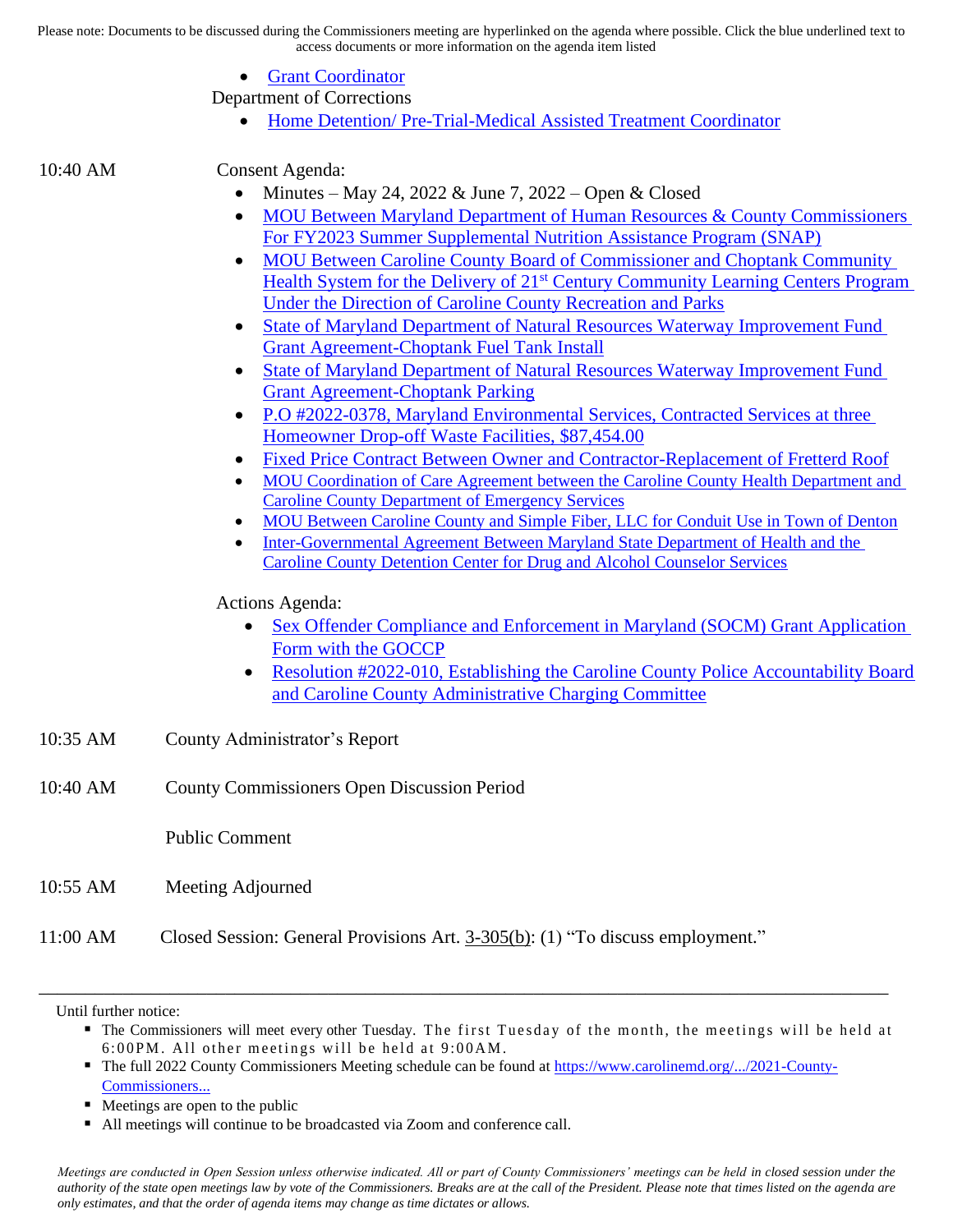Please note: Documents to be discussed during the Commissioners meeting are hyperlinked on the agenda where possible. Click the blue underlined text to access documents or more information on the agenda item listed

- Grant Coordinator

Department of Corrections

- Home Detention/ Pre-Trial-Medical Assisted Treatment Coordinator

10:40 AM Consent Agenda:

- Minutes – May 24, 2022 & June 7, 2022 – Open & Closed
- MOU Between Maryland Department of Human Resources & County Commissioners For FY2023 Summer Supplemental Nutrition Assistance Program (SNAP)
- MOU Between Caroline County Board of Commissioner and Choptank Community Health System for the Delivery of 21st Century Community Learning Centers Program Under the Direction of Caroline County Recreation and Parks
- State of Maryland Department of Natural Resources Waterway Improvement Fund Grant Agreement-Choptank Fuel Tank Install
- State of Maryland Department of Natural Resources Waterway Improvement Fund Grant Agreement-Choptank Parking
- P.O #2022-0378, Maryland Environmental Services, Contracted Services at three Homeowner Drop-off Waste Facilities, $87,454.00
- Fixed Price Contract Between Owner and Contractor-Replacement of Fretterd Roof
- MOU Coordination of Care Agreement between the Caroline County Health Department and Caroline County Department of Emergency Services
- MOU Between Caroline County and Simple Fiber, LLC for Conduit Use in Town of Denton
- Inter-Governmental Agreement Between Maryland State Department of Health and the Caroline County Detention Center for Drug and Alcohol Counselor Services

Actions Agenda:

- Sex Offender Compliance and Enforcement in Maryland (SOCM) Grant Application Form with the GOCCP
- Resolution #2022-010, Establishing the Caroline County Police Accountability Board and Caroline County Administrative Charging Committee

10:35 AM County Administrator's Report

10:40 AM County Commissioners Open Discussion Period

Public Comment

10:55 AM Meeting Adjourned

11:00 AM Closed Session: General Provisions Art. 3-305(b): (1) "To discuss employment."

---

Until further notice:

- The Commissioners will meet every other Tuesday. The first Tuesday of the month, the meetings will be held at 6:00PM. All other meetings will be held at 9:00AM.
- The full 2022 County Commissioners Meeting schedule can be found at https://www.carolinemd.org/.../2021-County-Commissioners...
- Meetings are open to the public
- All meetings will continue to be broadcasted via Zoom and conference call.

*Meetings are conducted in Open Session unless otherwise indicated. All or part of County Commissioners' meetings can be held in closed session under the authority of the state open meetings law by vote of the Commissioners. Breaks are at the call of the President. Please note that times listed on the agenda are only estimates, and that the order of agenda items may change as time dictates or allows.*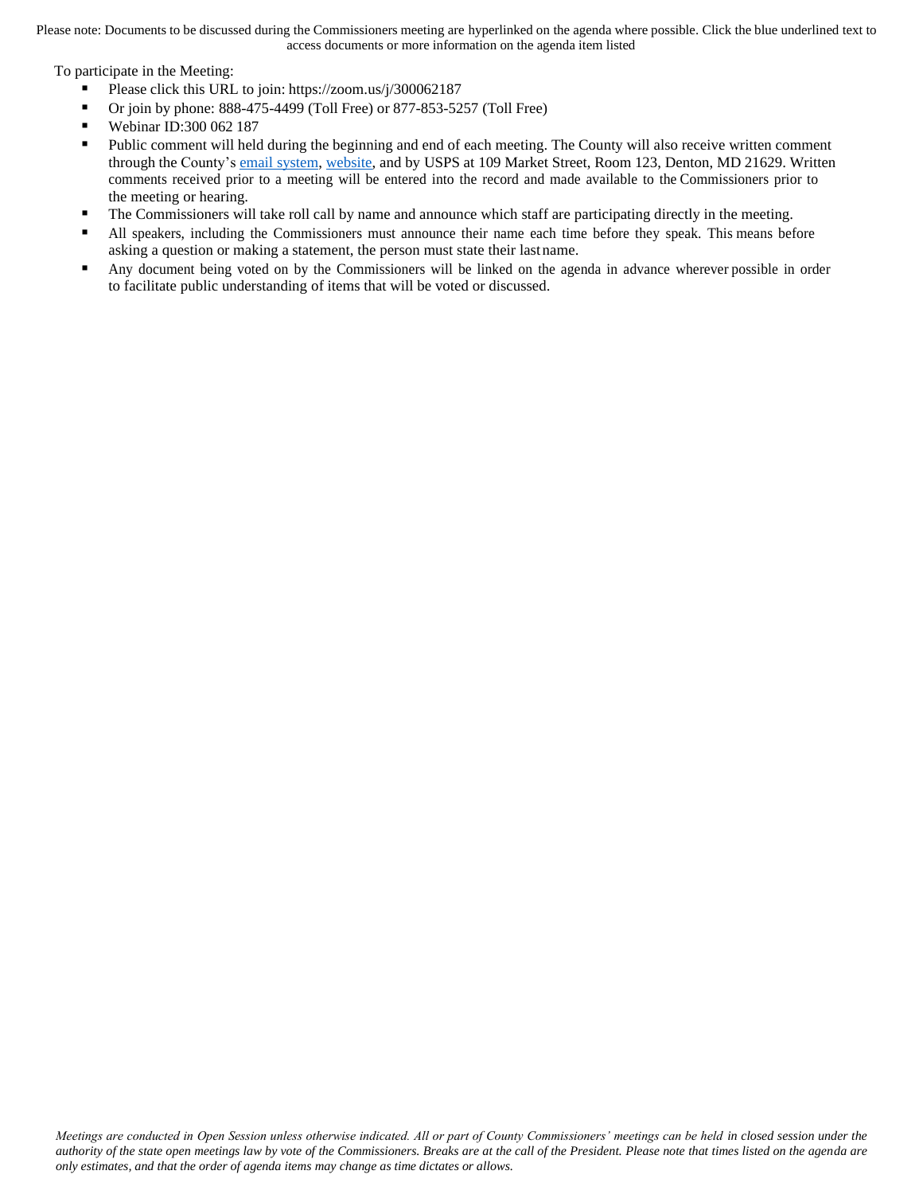Please note: Documents to be discussed during the Commissioners meeting are hyperlinked on the agenda where possible. Click the blue underlined text to access documents or more information on the agenda item listed

To participate in the Meeting:

- Please click this URL to join: https://zoom.us/j/300062187
- Or join by phone: 888-475-4499 (Toll Free) or 877-853-5257 (Toll Free)
- Webinar ID:300 062 187
- Public comment will held during the beginning and end of each meeting. The County will also receive written comment through the County's email system, website, and by USPS at 109 Market Street, Room 123, Denton, MD 21629. Written comments received prior to a meeting will be entered into the record and made available to the Commissioners prior to the meeting or hearing.
- The Commissioners will take roll call by name and announce which staff are participating directly in the meeting.
- All speakers, including the Commissioners must announce their name each time before they speak. This means before asking a question or making a statement, the person must state their last name.
- Any document being voted on by the Commissioners will be linked on the agenda in advance wherever possible in order to facilitate public understanding of items that will be voted or discussed.

*Meetings are conducted in Open Session unless otherwise indicated. All or part of County Commissioners' meetings can be held in closed session under the authority of the state open meetings law by vote of the Commissioners. Breaks are at the call of the President. Please note that times listed on the agenda are only estimates, and that the order of agenda items may change as time dictates or allows.*